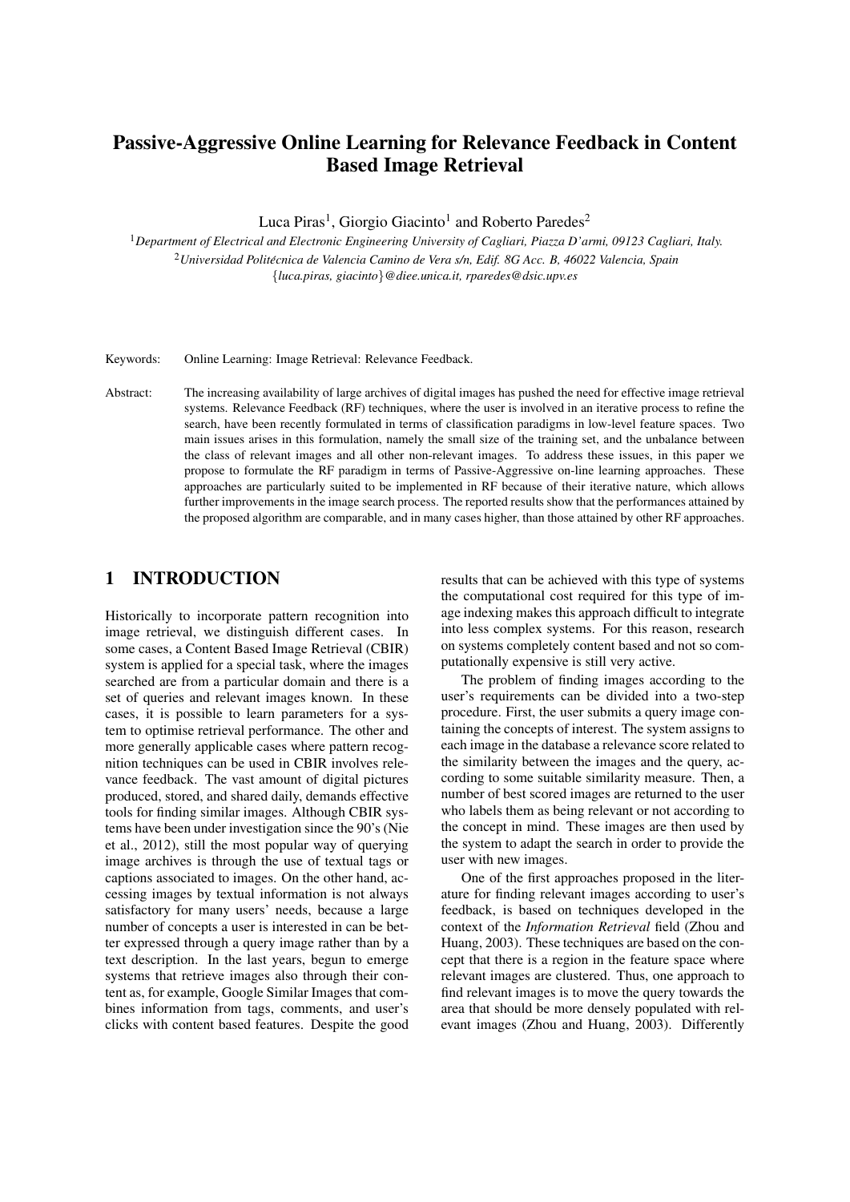# Passive-Aggressive Online Learning for Relevance Feedback in Content Based Image Retrieval

Luca Piras[1], Giorgio Giacinto[1] and Roberto Paredes[2]

[1] *Department of Electrical and Electronic Engineering University of Cagliari, Piazza D'armi, 09123 Cagliari, Italy.*
[2] *Universidad Politécnica de Valencia Camino de Vera s/n, Edif. 8G Acc. B, 46022 Valencia, Spain*
{*luca.piras, giacinto*}*@diee.unica.it, rparedes@dsic.upv.es*

Keywords: Online Learning: Image Retrieval: Relevance Feedback.

Abstract: The increasing availability of large archives of digital images has pushed the need for effective image retrieval systems. Relevance Feedback (RF) techniques, where the user is involved in an iterative process to refine the search, have been recently formulated in terms of classification paradigms in low-level feature spaces. Two main issues arises in this formulation, namely the small size of the training set, and the unbalance between the class of relevant images and all other non-relevant images. To address these issues, in this paper we propose to formulate the RF paradigm in terms of Passive-Aggressive on-line learning approaches. These approaches are particularly suited to be implemented in RF because of their iterative nature, which allows further improvements in the image search process. The reported results show that the performances attained by the proposed algorithm are comparable, and in many cases higher, than those attained by other RF approaches.

## 1 INTRODUCTION

Historically to incorporate pattern recognition into image retrieval, we distinguish different cases. In some cases, a Content Based Image Retrieval (CBIR) system is applied for a special task, where the images searched are from a particular domain and there is a set of queries and relevant images known. In these cases, it is possible to learn parameters for a system to optimise retrieval performance. The other and more generally applicable cases where pattern recognition techniques can be used in CBIR involves relevance feedback. The vast amount of digital pictures produced, stored, and shared daily, demands effective tools for finding similar images. Although CBIR systems have been under investigation since the 90's (Nie et al., 2012), still the most popular way of querying image archives is through the use of textual tags or captions associated to images. On the other hand, accessing images by textual information is not always satisfactory for many users' needs, because a large number of concepts a user is interested in can be better expressed through a query image rather than by a text description. In the last years, begun to emerge systems that retrieve images also through their content as, for example, Google Similar Images that combines information from tags, comments, and user's clicks with content based features. Despite the good results that can be achieved with this type of systems the computational cost required for this type of image indexing makes this approach difficult to integrate into less complex systems. For this reason, research on systems completely content based and not so computationally expensive is still very active.

The problem of finding images according to the user's requirements can be divided into a two-step procedure. First, the user submits a query image containing the concepts of interest. The system assigns to each image in the database a relevance score related to the similarity between the images and the query, according to some suitable similarity measure. Then, a number of best scored images are returned to the user who labels them as being relevant or not according to the concept in mind. These images are then used by the system to adapt the search in order to provide the user with new images.

One of the first approaches proposed in the literature for finding relevant images according to user's feedback, is based on techniques developed in the context of the *Information Retrieval* field (Zhou and Huang, 2003). These techniques are based on the concept that there is a region in the feature space where relevant images are clustered. Thus, one approach to find relevant images is to move the query towards the area that should be more densely populated with relevant images (Zhou and Huang, 2003). Differently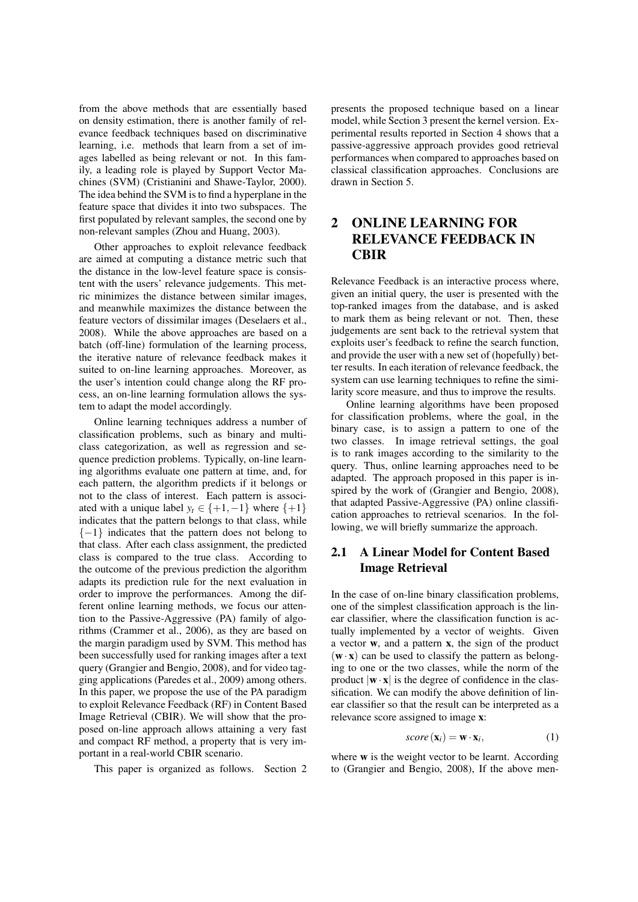from the above methods that are essentially based on density estimation, there is another family of relevance feedback techniques based on discriminative learning, i.e. methods that learn from a set of images labelled as being relevant or not. In this family, a leading role is played by Support Vector Machines (SVM) (Cristianini and Shawe-Taylor, 2000). The idea behind the SVM is to find a hyperplane in the feature space that divides it into two subspaces. The first populated by relevant samples, the second one by non-relevant samples (Zhou and Huang, 2003).

Other approaches to exploit relevance feedback are aimed at computing a distance metric such that the distance in the low-level feature space is consistent with the users' relevance judgements. This metric minimizes the distance between similar images, and meanwhile maximizes the distance between the feature vectors of dissimilar images (Deselaers et al., 2008). While the above approaches are based on a batch (off-line) formulation of the learning process, the iterative nature of relevance feedback makes it suited to on-line learning approaches. Moreover, as the user's intention could change along the RF process, an on-line learning formulation allows the system to adapt the model accordingly.

Online learning techniques address a number of classification problems, such as binary and multi-class categorization, as well as regression and sequence prediction problems. Typically, on-line learning algorithms evaluate one pattern at time, and, for each pattern, the algorithm predicts if it belongs or not to the class of interest. Each pattern is associated with a unique label $y_t \in \{+1, -1\}$ where $\{+1\}$ indicates that the pattern belongs to that class, while $\{-1\}$ indicates that the pattern does not belong to that class. After each class assignment, the predicted class is compared to the true class. According to the outcome of the previous prediction the algorithm adapts its prediction rule for the next evaluation in order to improve the performances. Among the different online learning methods, we focus our attention to the Passive-Aggressive (PA) family of algorithms (Crammer et al., 2006), as they are based on the margin paradigm used by SVM. This method has been successfully used for ranking images after a text query (Grangier and Bengio, 2008), and for video tagging applications (Paredes et al., 2009) among others. In this paper, we propose the use of the PA paradigm to exploit Relevance Feedback (RF) in Content Based Image Retrieval (CBIR). We will show that the proposed on-line approach allows attaining a very fast and compact RF method, a property that is very important in a real-world CBIR scenario.

This paper is organized as follows. Section 2 presents the proposed technique based on a linear model, while Section 3 present the kernel version. Experimental results reported in Section 4 shows that a passive-aggressive approach provides good retrieval performances when compared to approaches based on classical classification approaches. Conclusions are drawn in Section 5.

## 2 ONLINE LEARNING FOR RELEVANCE FEEDBACK IN CBIR

Relevance Feedback is an interactive process where, given an initial query, the user is presented with the top-ranked images from the database, and is asked to mark them as being relevant or not. Then, these judgements are sent back to the retrieval system that exploits user's feedback to refine the search function, and provide the user with a new set of (hopefully) better results. In each iteration of relevance feedback, the system can use learning techniques to refine the similarity score measure, and thus to improve the results.

Online learning algorithms have been proposed for classification problems, where the goal, in the binary case, is to assign a pattern to one of the two classes. In image retrieval settings, the goal is to rank images according to the similarity to the query. Thus, online learning approaches need to be adapted. The approach proposed in this paper is inspired by the work of (Grangier and Bengio, 2008), that adapted Passive-Aggressive (PA) online classification approaches to retrieval scenarios. In the following, we will briefly summarize the approach.

### 2.1 A Linear Model for Content Based Image Retrieval

In the case of on-line binary classification problems, one of the simplest classification approach is the linear classifier, where the classification function is actually implemented by a vector of weights. Given a vector $\mathbf{w}$, and a pattern $\mathbf{x}$, the sign of the product $(\mathbf{w} \cdot \mathbf{x})$ can be used to classify the pattern as belonging to one or the two classes, while the norm of the product $|\mathbf{w} \cdot \mathbf{x}|$ is the degree of confidence in the classification. We can modify the above definition of linear classifier so that the result can be interpreted as a relevance score assigned to image $\mathbf{x}$:

$$score(\mathbf{x}_i) = \mathbf{w} \cdot \mathbf{x}_i, \tag{1}$$

where $\mathbf{w}$ is the weight vector to be learnt. According to (Grangier and Bengio, 2008), If the above men-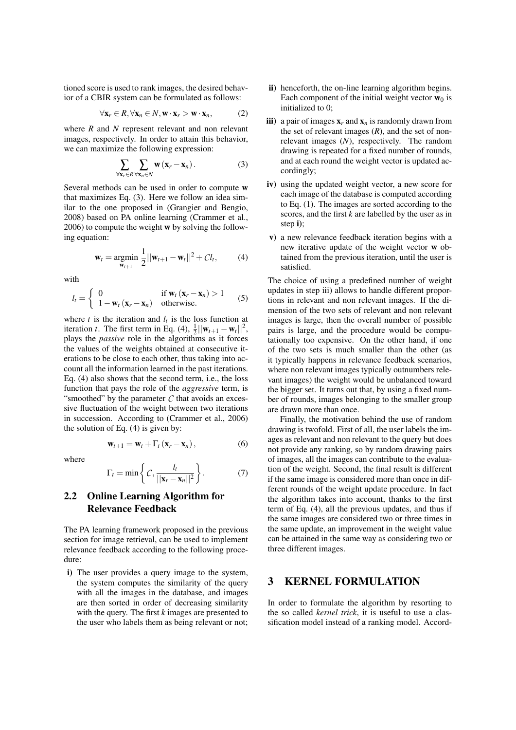tioned score is used to rank images, the desired behavior of a CBIR system can be formulated as follows:

$$\forall \mathbf{x}_r \in R, \forall \mathbf{x}_n \in N, \mathbf{w} \cdot \mathbf{x}_r > \mathbf{w} \cdot \mathbf{x}_n, \tag{2}$$

where $R$ and $N$ represent relevant and non relevant images, respectively. In order to attain this behavior, we can maximize the following expression:

$$\sum_{\forall \mathbf{x}_r \in R} \sum_{\forall \mathbf{x}_n \in N} \mathbf{w}\left(\mathbf{x}_r - \mathbf{x}_n\right). \tag{3}$$

Several methods can be used in order to compute $\mathbf{w}$ that maximizes Eq. (3). Here we follow an idea similar to the one proposed in (Grangier and Bengio, 2008) based on PA online learning (Crammer et al., 2006) to compute the weight $\mathbf{w}$ by solving the following equation:

$$\mathbf{w}_t = \underset{\mathbf{w}_{t+1}}{\operatorname{argmin}} \frac{1}{2}||\mathbf{w}_{t+1} - \mathbf{w}_t||^2 + \mathcal{C} l_t, \tag{4}$$

with

$$l_t = \begin{cases} 0 & \text{if } \mathbf{w}_t\left(\mathbf{x}_r - \mathbf{x}_n\right) > 1 \\ 1 - \mathbf{w}_t\left(\mathbf{x}_r - \mathbf{x}_n\right) & \text{otherwise.} \end{cases} \tag{5}$$

where $t$ is the iteration and $l_t$ is the loss function at iteration $t$. The first term in Eq. (4), $\frac{1}{2}||\mathbf{w}_{t+1} - \mathbf{w}_t||^2$, plays the *passive* role in the algorithms as it forces the values of the weights obtained at consecutive iterations to be close to each other, thus taking into account all the information learned in the past iterations. Eq. (4) also shows that the second term, i.e., the loss function that pays the role of the *aggressive* term, is "smoothed" by the parameter $\mathcal{C}$ that avoids an excessive fluctuation of the weight between two iterations in succession. According to (Crammer et al., 2006) the solution of Eq. (4) is given by:

$$\mathbf{w}_{t+1} = \mathbf{w}_t + \Gamma_t\left(\mathbf{x}_r - \mathbf{x}_n\right), \tag{6}$$

where

$$\Gamma_t = \min\left\{\mathcal{C}, \frac{l_t}{||\mathbf{x}_r - \mathbf{x}_n||^2}\right\}. \tag{7}$$

## 2.2 Online Learning Algorithm for Relevance Feedback

The PA learning framework proposed in the previous section for image retrieval, can be used to implement relevance feedback according to the following procedure:

- **i)** The user provides a query image to the system, the system computes the similarity of the query with all the images in the database, and images are then sorted in order of decreasing similarity with the query. The first $k$ images are presented to the user who labels them as being relevant or not;
- **ii)** henceforth, the on-line learning algorithm begins. Each component of the initial weight vector $\mathbf{w}_0$ is initialized to 0;
- **iii)** a pair of images $\mathbf{x}_r$ and $\mathbf{x}_n$ is randomly drawn from the set of relevant images ($R$), and the set of non-relevant images ($N$), respectively. The random drawing is repeated for a fixed number of rounds, and at each round the weight vector is updated accordingly;
- **iv)** using the updated weight vector, a new score for each image of the database is computed according to Eq. (1). The images are sorted according to the scores, and the first $k$ are labelled by the user as in step **i)**;
- **v)** a new relevance feedback iteration begins with a new iterative update of the weight vector $\mathbf{w}$ obtained from the previous iteration, until the user is satisfied.

The choice of using a predefined number of weight updates in step iii) allows to handle different proportions in relevant and non relevant images. If the dimension of the two sets of relevant and non relevant images is large, then the overall number of possible pairs is large, and the procedure would be computationally too expensive. On the other hand, if one of the two sets is much smaller than the other (as it typically happens in relevance feedback scenarios, where non relevant images typically outnumbers relevant images) the weight would be unbalanced toward the bigger set. It turns out that, by using a fixed number of rounds, images belonging to the smaller group are drawn more than once.

Finally, the motivation behind the use of random drawing is twofold. First of all, the user labels the images as relevant and non relevant to the query but does not provide any ranking, so by random drawing pairs of images, all the images can contribute to the evaluation of the weight. Second, the final result is different if the same image is considered more than once in different rounds of the weight update procedure. In fact the algorithm takes into account, thanks to the first term of Eq. (4), all the previous updates, and thus if the same images are considered two or three times in the same update, an improvement in the weight value can be attained in the same way as considering two or three different images.

# 3 KERNEL FORMULATION

In order to formulate the algorithm by resorting to the so called *kernel trick*, it is useful to use a classification model instead of a ranking model. Accord-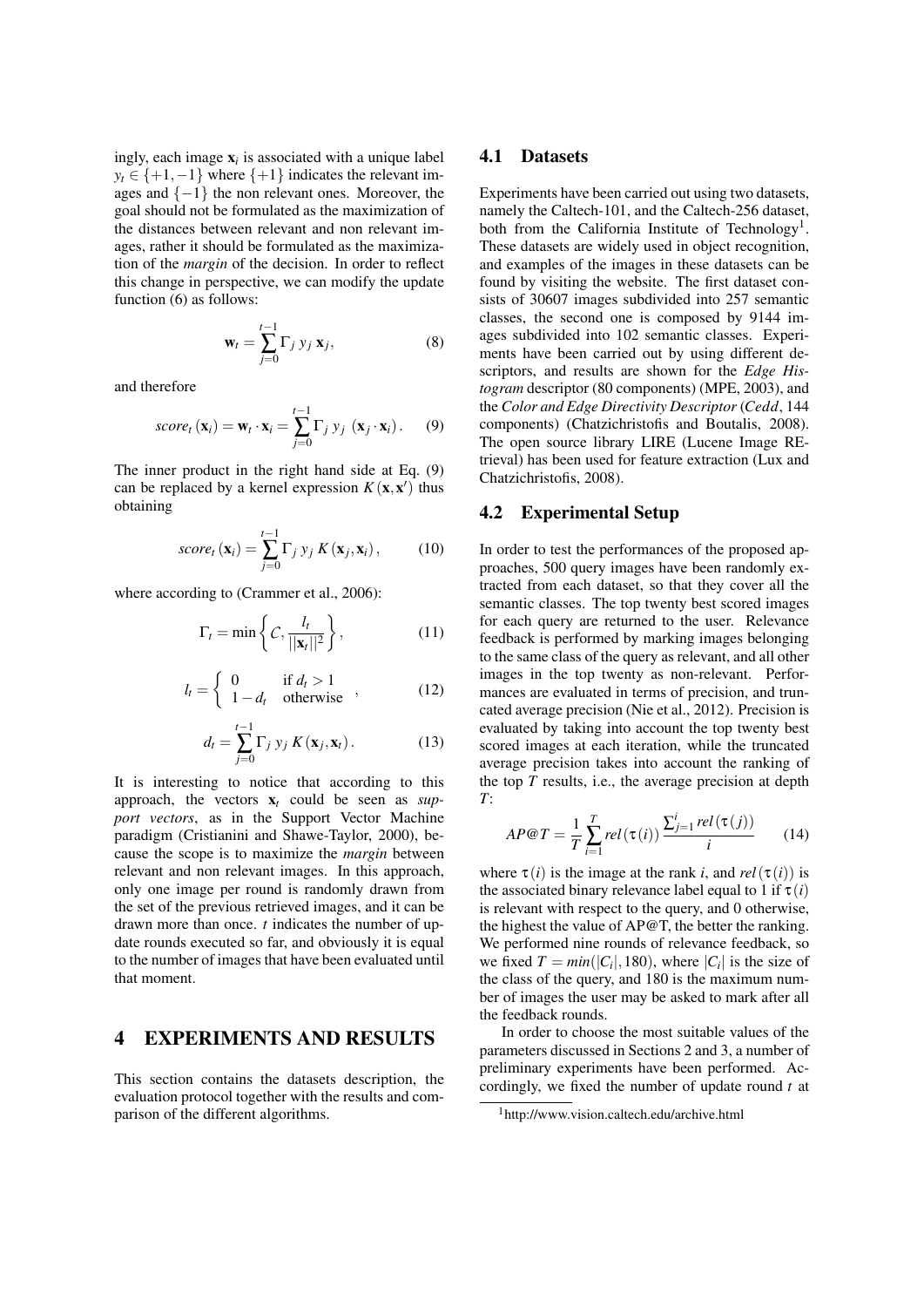ingly, each image $\mathbf{x}_i$ is associated with a unique label $y_t \in \{+1,-1\}$ where $\{+1\}$ indicates the relevant images and $\{-1\}$ the non relevant ones. Moreover, the goal should not be formulated as the maximization of the distances between relevant and non relevant images, rather it should be formulated as the maximization of the *margin* of the decision. In order to reflect this change in perspective, we can modify the update function (6) as follows:

$$\mathbf{w}_t = \sum_{j=0}^{t-1} \Gamma_j \, y_j \, \mathbf{x}_j, \tag{8}$$

and therefore

$$score_t(\mathbf{x}_i) = \mathbf{w}_t \cdot \mathbf{x}_i = \sum_{j=0}^{t-1} \Gamma_j \, y_j \, (\mathbf{x}_j \cdot \mathbf{x}_i). \tag{9}$$

The inner product in the right hand side at Eq. (9) can be replaced by a kernel expression $K(\mathbf{x}, \mathbf{x}')$ thus obtaining

$$score_t(\mathbf{x}_i) = \sum_{j=0}^{t-1} \Gamma_j \, y_j \, K(\mathbf{x}_j, \mathbf{x}_i), \tag{10}$$

where according to (Crammer et al., 2006):

$$\Gamma_t = \min\left\{ C, \frac{l_t}{||\mathbf{x}_t||^2} \right\}, \tag{11}$$

$$l_t = \begin{cases} 0 & \text{if } d_t > 1 \\ 1 - d_t & \text{otherwise} \end{cases}, \tag{12}$$

$$d_t = \sum_{j=0}^{t-1} \Gamma_j \, y_j \, K(\mathbf{x}_j, \mathbf{x}_t). \tag{13}$$

It is interesting to notice that according to this approach, the vectors $\mathbf{x}_t$ could be seen as *support vectors*, as in the Support Vector Machine paradigm (Cristianini and Shawe-Taylor, 2000), because the scope is to maximize the *margin* between relevant and non relevant images. In this approach, only one image per round is randomly drawn from the set of the previous retrieved images, and it can be drawn more than once. $t$ indicates the number of update rounds executed so far, and obviously it is equal to the number of images that have been evaluated until that moment.

# 4 EXPERIMENTS AND RESULTS

This section contains the datasets description, the evaluation protocol together with the results and comparison of the different algorithms.

## 4.1 Datasets

Experiments have been carried out using two datasets, namely the Caltech-101, and the Caltech-256 dataset, both from the California Institute of Technology[1]. These datasets are widely used in object recognition, and examples of the images in these datasets can be found by visiting the website. The first dataset consists of 30607 images subdivided into 257 semantic classes, the second one is composed by 9144 images subdivided into 102 semantic classes. Experiments have been carried out by using different descriptors, and results are shown for the *Edge Histogram* descriptor (80 components) (MPE, 2003), and the *Color and Edge Directivity Descriptor* (*Cedd*, 144 components) (Chatzichristofis and Boutalis, 2008). The open source library LIRE (Lucene Image REtrieval) has been used for feature extraction (Lux and Chatzichristofis, 2008).

## 4.2 Experimental Setup

In order to test the performances of the proposed approaches, 500 query images have been randomly extracted from each dataset, so that they cover all the semantic classes. The top twenty best scored images for each query are returned to the user. Relevance feedback is performed by marking images belonging to the same class of the query as relevant, and all other images in the top twenty as non-relevant. Performances are evaluated in terms of precision, and truncated average precision (Nie et al., 2012). Precision is evaluated by taking into account the top twenty best scored images at each iteration, while the truncated average precision takes into account the ranking of the top $T$ results, i.e., the average precision at depth $T$:

$$AP@T = \frac{1}{T} \sum_{i=1}^{T} rel(\tau(i)) \frac{\sum_{j=1}^{i} rel(\tau(j))}{i} \tag{14}$$

where $\tau(i)$ is the image at the rank $i$, and $rel(\tau(i))$ is the associated binary relevance label equal to 1 if $\tau(i)$ is relevant with respect to the query, and 0 otherwise, the highest the value of AP@T, the better the ranking. We performed nine rounds of relevance feedback, so we fixed $T = min(|C_i|, 180)$, where $|C_i|$ is the size of the class of the query, and 180 is the maximum number of images the user may be asked to mark after all the feedback rounds.

In order to choose the most suitable values of the parameters discussed in Sections 2 and 3, a number of preliminary experiments have been performed. Accordingly, we fixed the number of update round $t$ at

[1] http://www.vision.caltech.edu/archive.html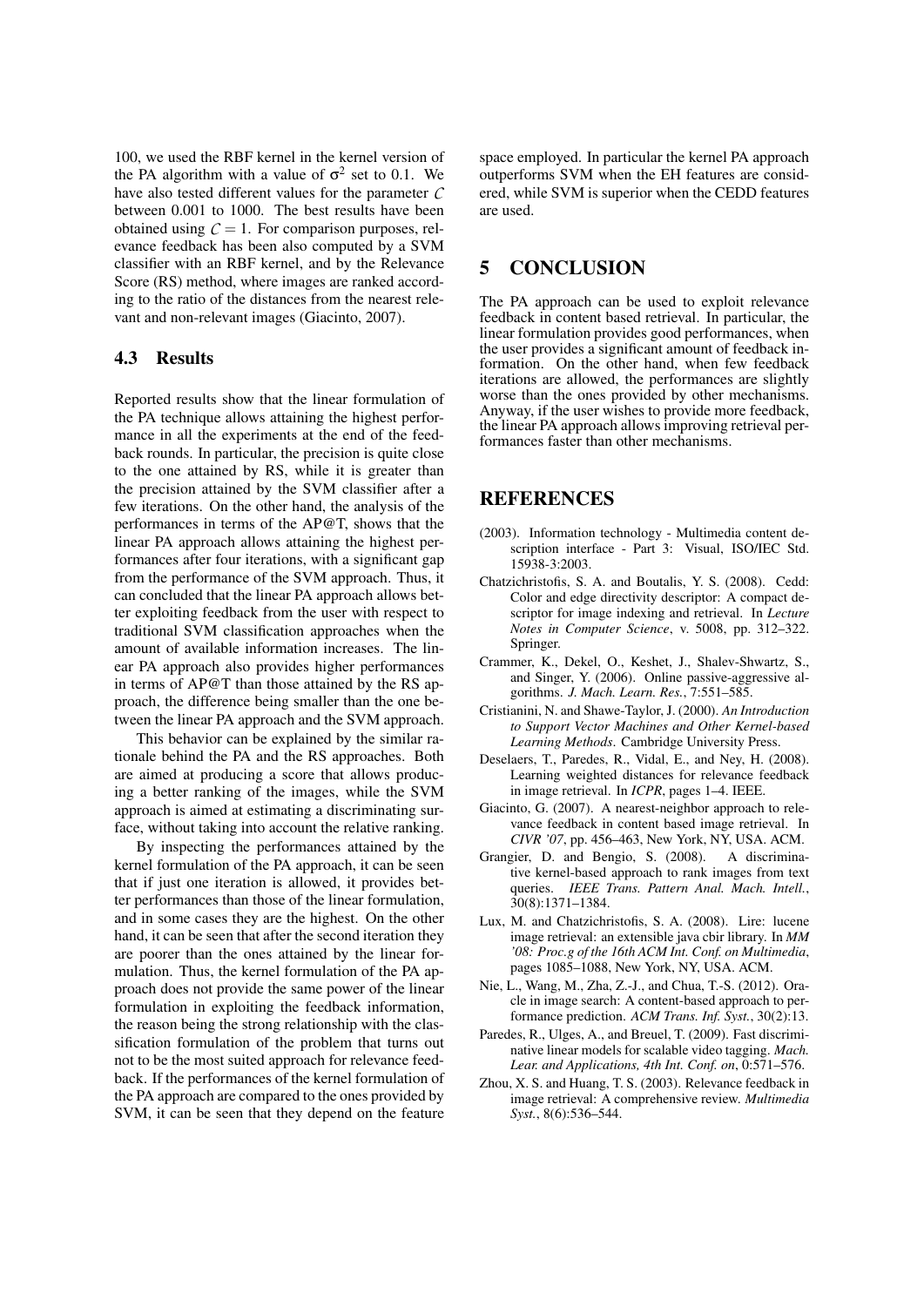100, we used the RBF kernel in the kernel version of the PA algorithm with a value of $\sigma^2$ set to 0.1. We have also tested different values for the parameter $C$ between 0.001 to 1000. The best results have been obtained using $C = 1$. For comparison purposes, relevance feedback has been also computed by a SVM classifier with an RBF kernel, and by the Relevance Score (RS) method, where images are ranked according to the ratio of the distances from the nearest relevant and non-relevant images (Giacinto, 2007).

### 4.3 Results

Reported results show that the linear formulation of the PA technique allows attaining the highest performance in all the experiments at the end of the feedback rounds. In particular, the precision is quite close to the one attained by RS, while it is greater than the precision attained by the SVM classifier after a few iterations. On the other hand, the analysis of the performances in terms of the AP@T, shows that the linear PA approach allows attaining the highest performances after four iterations, with a significant gap from the performance of the SVM approach. Thus, it can concluded that the linear PA approach allows better exploiting feedback from the user with respect to traditional SVM classification approaches when the amount of available information increases. The linear PA approach also provides higher performances in terms of AP@T than those attained by the RS approach, the difference being smaller than the one between the linear PA approach and the SVM approach.

This behavior can be explained by the similar rationale behind the PA and the RS approaches. Both are aimed at producing a score that allows producing a better ranking of the images, while the SVM approach is aimed at estimating a discriminating surface, without taking into account the relative ranking.

By inspecting the performances attained by the kernel formulation of the PA approach, it can be seen that if just one iteration is allowed, it provides better performances than those of the linear formulation, and in some cases they are the highest. On the other hand, it can be seen that after the second iteration they are poorer than the ones attained by the linear formulation. Thus, the kernel formulation of the PA approach does not provide the same power of the linear formulation in exploiting the feedback information, the reason being the strong relationship with the classification formulation of the problem that turns out not to be the most suited approach for relevance feedback. If the performances of the kernel formulation of the PA approach are compared to the ones provided by SVM, it can be seen that they depend on the feature space employed. In particular the kernel PA approach outperforms SVM when the EH features are considered, while SVM is superior when the CEDD features are used.

## 5 CONCLUSION

The PA approach can be used to exploit relevance feedback in content based retrieval. In particular, the linear formulation provides good performances, when the user provides a significant amount of feedback information. On the other hand, when few feedback iterations are allowed, the performances are slightly worse than the ones provided by other mechanisms. Anyway, if the user wishes to provide more feedback, the linear PA approach allows improving retrieval performances faster than other mechanisms.

## REFERENCES

(2003). Information technology - Multimedia content description interface - Part 3: Visual, ISO/IEC Std. 15938-3:2003.

Chatzichristofis, S. A. and Boutalis, Y. S. (2008). Cedd: Color and edge directivity descriptor: A compact descriptor for image indexing and retrieval. In *Lecture Notes in Computer Science*, v. 5008, pp. 312–322. Springer.

Crammer, K., Dekel, O., Keshet, J., Shalev-Shwartz, S., and Singer, Y. (2006). Online passive-aggressive algorithms. *J. Mach. Learn. Res.*, 7:551–585.

Cristianini, N. and Shawe-Taylor, J. (2000). *An Introduction to Support Vector Machines and Other Kernel-based Learning Methods*. Cambridge University Press.

Deselaers, T., Paredes, R., Vidal, E., and Ney, H. (2008). Learning weighted distances for relevance feedback in image retrieval. In *ICPR*, pages 1–4. IEEE.

Giacinto, G. (2007). A nearest-neighbor approach to relevance feedback in content based image retrieval. In *CIVR '07*, pp. 456–463, New York, NY, USA. ACM.

Grangier, D. and Bengio, S. (2008). A discriminative kernel-based approach to rank images from text queries. *IEEE Trans. Pattern Anal. Mach. Intell.*, 30(8):1371–1384.

Lux, M. and Chatzichristofis, S. A. (2008). Lire: lucene image retrieval: an extensible java cbir library. In *MM '08: Proc.g of the 16th ACM Int. Conf. on Multimedia*, pages 1085–1088, New York, NY, USA. ACM.

Nie, L., Wang, M., Zha, Z.-J., and Chua, T.-S. (2012). Oracle in image search: A content-based approach to performance prediction. *ACM Trans. Inf. Syst.*, 30(2):13.

Paredes, R., Ulges, A., and Breuel, T. (2009). Fast discriminative linear models for scalable video tagging. *Mach. Lear. and Applications, 4th Int. Conf. on*, 0:571–576.

Zhou, X. S. and Huang, T. S. (2003). Relevance feedback in image retrieval: A comprehensive review. *Multimedia Syst.*, 8(6):536–544.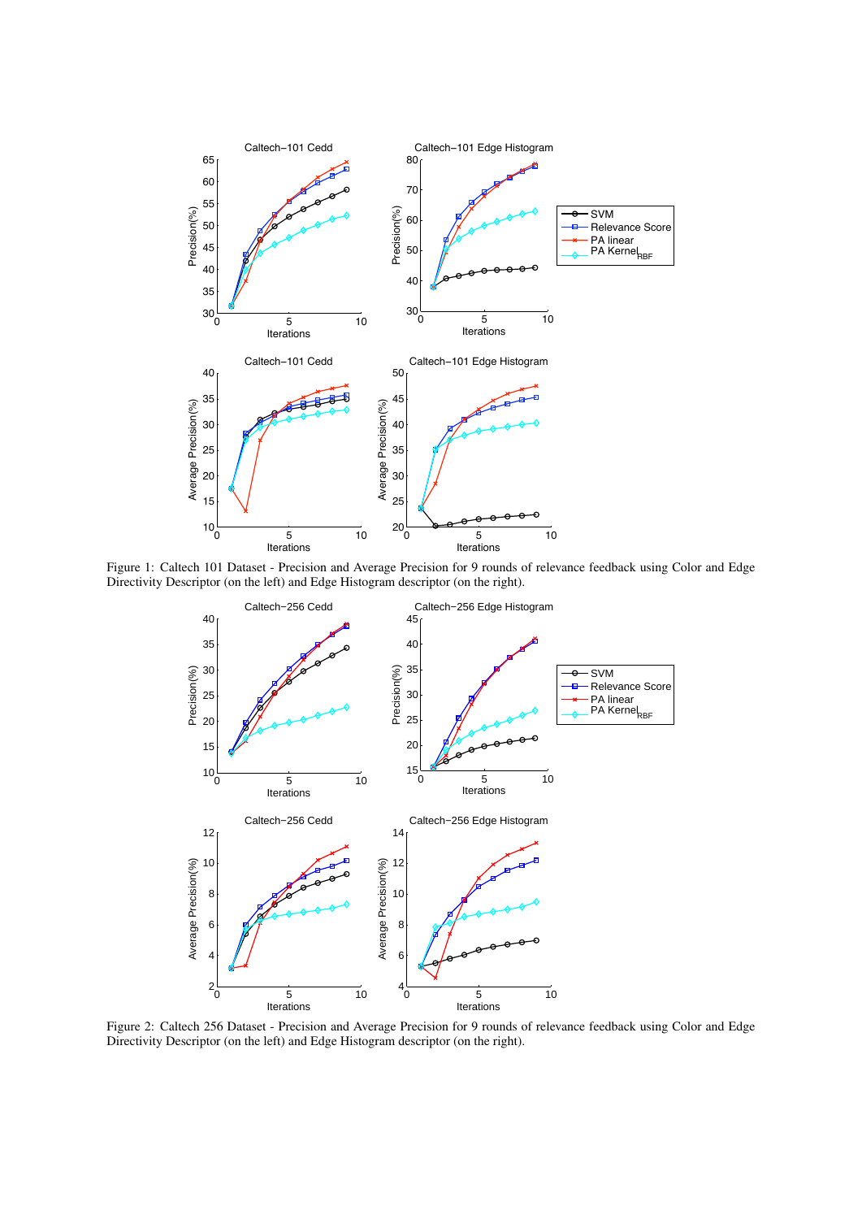Caltech−101 Cedd

Precision(%)

Iterations

Caltech−101 Edge Histogram

Precision(%)

Iterations

SVM
Relevance Score
PA linear
PA Kernel$_{RBF}$

Caltech−101 Cedd

Average Precision(%)

Iterations

Caltech−101 Edge Histogram

Average Precision(%)

Iterations

Figure 1: Caltech 101 Dataset - Precision and Average Precision for 9 rounds of relevance feedback using Color and Edge Directivity Descriptor (on the left) and Edge Histogram descriptor (on the right).

Caltech−256 Cedd

Precision(%)

Iterations

Caltech−256 Edge Histogram

Precision(%)

Iterations

SVM
Relevance Score
PA linear
PA Kernel$_{RBF}$

Caltech−256 Cedd

Average Precision(%)

Iterations

Caltech−256 Edge Histogram

Average Precision(%)

Iterations

Figure 2: Caltech 256 Dataset - Precision and Average Precision for 9 rounds of relevance feedback using Color and Edge Directivity Descriptor (on the left) and Edge Histogram descriptor (on the right).